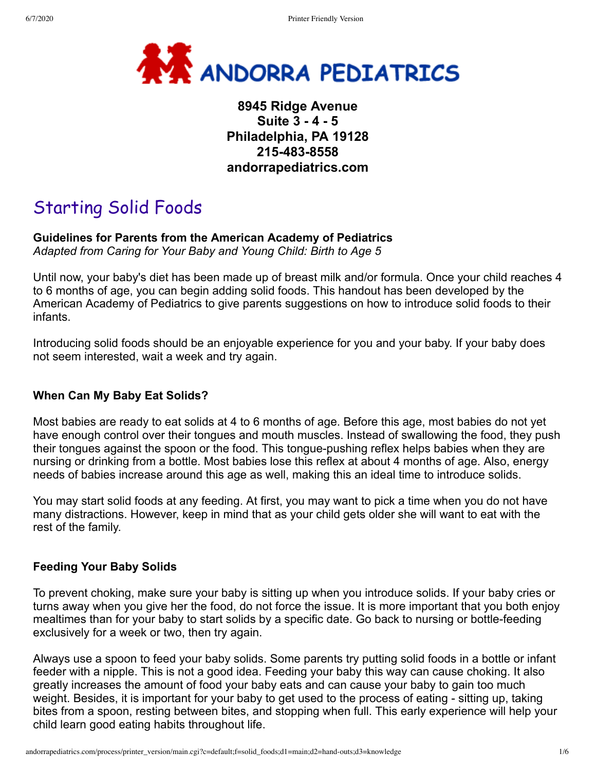# ANDORRA PEDIATRICS

**8945 Ridge Avenue**
**Suite 3 - 4 - 5**
**Philadelphia, PA 19128**
**215-483-8558**
**andorrapediatrics.com**

## Starting Solid Foods

**Guidelines for Parents from the American Academy of Pediatrics**
*Adapted from Caring for Your Baby and Young Child: Birth to Age 5*

Until now, your baby's diet has been made up of breast milk and/or formula. Once your child reaches 4 to 6 months of age, you can begin adding solid foods. This handout has been developed by the American Academy of Pediatrics to give parents suggestions on how to introduce solid foods to their infants.

Introducing solid foods should be an enjoyable experience for you and your baby. If your baby does not seem interested, wait a week and try again.

### When Can My Baby Eat Solids?

Most babies are ready to eat solids at 4 to 6 months of age. Before this age, most babies do not yet have enough control over their tongues and mouth muscles. Instead of swallowing the food, they push their tongues against the spoon or the food. This tongue-pushing reflex helps babies when they are nursing or drinking from a bottle. Most babies lose this reflex at about 4 months of age. Also, energy needs of babies increase around this age as well, making this an ideal time to introduce solids.

You may start solid foods at any feeding. At first, you may want to pick a time when you do not have many distractions. However, keep in mind that as your child gets older she will want to eat with the rest of the family.

### Feeding Your Baby Solids

To prevent choking, make sure your baby is sitting up when you introduce solids. If your baby cries or turns away when you give her the food, do not force the issue. It is more important that you both enjoy mealtimes than for your baby to start solids by a specific date. Go back to nursing or bottle-feeding exclusively for a week or two, then try again.

Always use a spoon to feed your baby solids. Some parents try putting solid foods in a bottle or infant feeder with a nipple. This is not a good idea. Feeding your baby this way can cause choking. It also greatly increases the amount of food your baby eats and can cause your baby to gain too much weight. Besides, it is important for your baby to get used to the process of eating - sitting up, taking bites from a spoon, resting between bites, and stopping when full. This early experience will help your child learn good eating habits throughout life.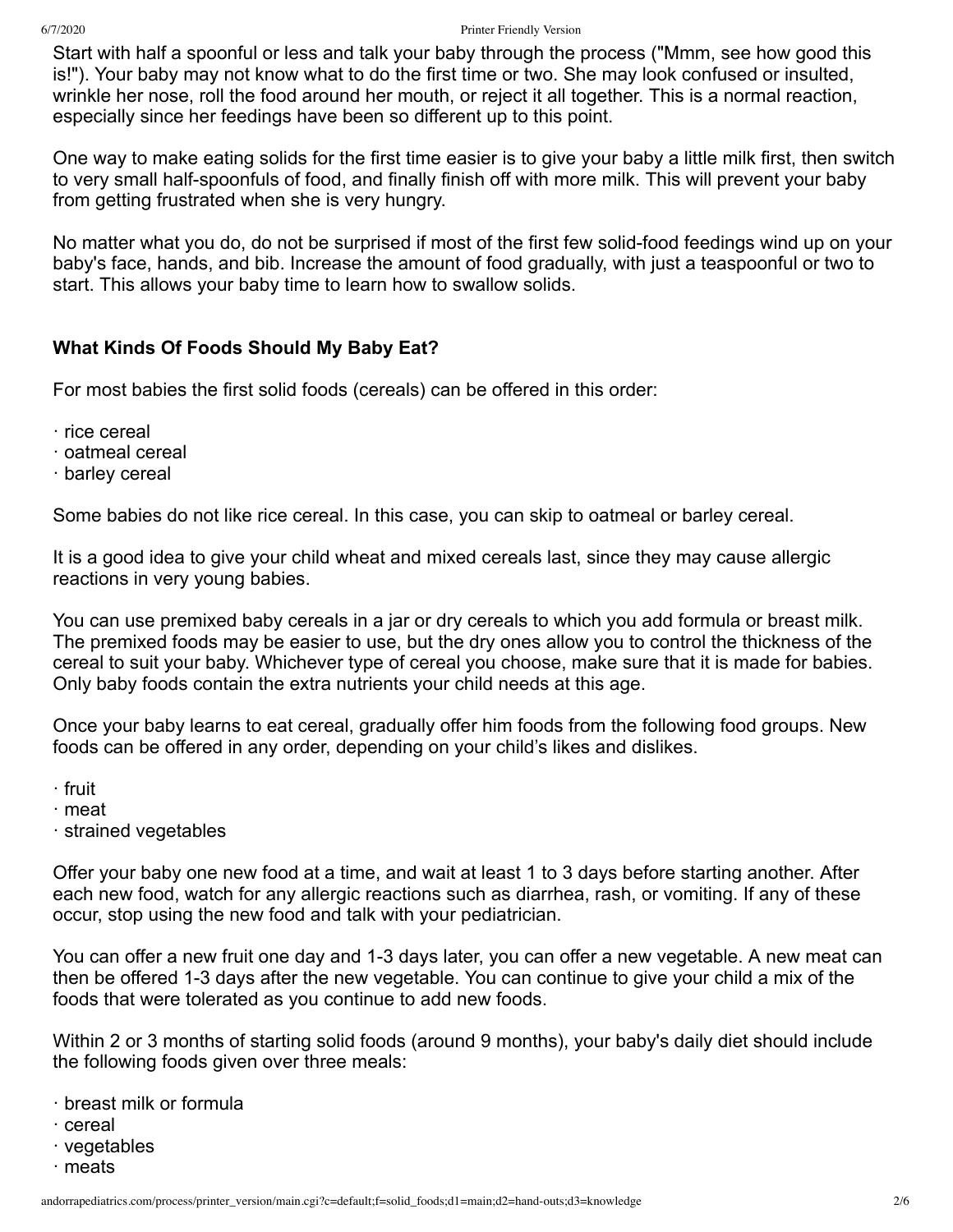Start with half a spoonful or less and talk your baby through the process ("Mmm, see how good this is!"). Your baby may not know what to do the first time or two. She may look confused or insulted, wrinkle her nose, roll the food around her mouth, or reject it all together. This is a normal reaction, especially since her feedings have been so different up to this point.

One way to make eating solids for the first time easier is to give your baby a little milk first, then switch to very small half-spoonfuls of food, and finally finish off with more milk. This will prevent your baby from getting frustrated when she is very hungry.

No matter what you do, do not be surprised if most of the first few solid-food feedings wind up on your baby's face, hands, and bib. Increase the amount of food gradually, with just a teaspoonful or two to start. This allows your baby time to learn how to swallow solids.

### What Kinds Of Foods Should My Baby Eat?

For most babies the first solid foods (cereals) can be offered in this order:

- rice cereal
- oatmeal cereal
- barley cereal

Some babies do not like rice cereal. In this case, you can skip to oatmeal or barley cereal.

It is a good idea to give your child wheat and mixed cereals last, since they may cause allergic reactions in very young babies.

You can use premixed baby cereals in a jar or dry cereals to which you add formula or breast milk. The premixed foods may be easier to use, but the dry ones allow you to control the thickness of the cereal to suit your baby. Whichever type of cereal you choose, make sure that it is made for babies. Only baby foods contain the extra nutrients your child needs at this age.

Once your baby learns to eat cereal, gradually offer him foods from the following food groups. New foods can be offered in any order, depending on your child's likes and dislikes.

- fruit
- meat
- strained vegetables

Offer your baby one new food at a time, and wait at least 1 to 3 days before starting another. After each new food, watch for any allergic reactions such as diarrhea, rash, or vomiting. If any of these occur, stop using the new food and talk with your pediatrician.

You can offer a new fruit one day and 1-3 days later, you can offer a new vegetable. A new meat can then be offered 1-3 days after the new vegetable. You can continue to give your child a mix of the foods that were tolerated as you continue to add new foods.

Within 2 or 3 months of starting solid foods (around 9 months), your baby's daily diet should include the following foods given over three meals:

- breast milk or formula
- cereal
- vegetables
- meats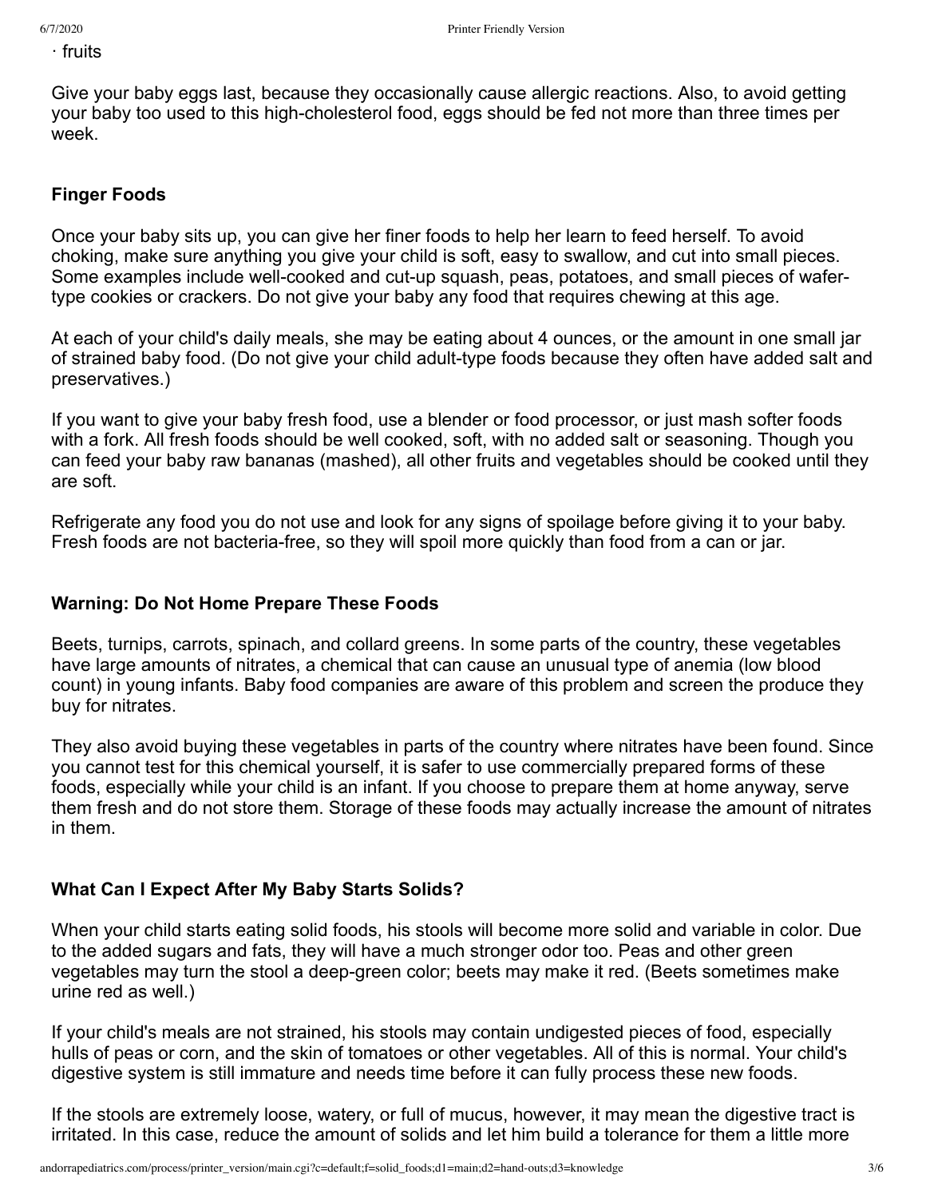· fruits

Give your baby eggs last, because they occasionally cause allergic reactions. Also, to avoid getting your baby too used to this high-cholesterol food, eggs should be fed not more than three times per week.

### Finger Foods

Once your baby sits up, you can give her finer foods to help her learn to feed herself. To avoid choking, make sure anything you give your child is soft, easy to swallow, and cut into small pieces. Some examples include well-cooked and cut-up squash, peas, potatoes, and small pieces of wafer-type cookies or crackers. Do not give your baby any food that requires chewing at this age.

At each of your child's daily meals, she may be eating about 4 ounces, or the amount in one small jar of strained baby food. (Do not give your child adult-type foods because they often have added salt and preservatives.)

If you want to give your baby fresh food, use a blender or food processor, or just mash softer foods with a fork. All fresh foods should be well cooked, soft, with no added salt or seasoning. Though you can feed your baby raw bananas (mashed), all other fruits and vegetables should be cooked until they are soft.

Refrigerate any food you do not use and look for any signs of spoilage before giving it to your baby. Fresh foods are not bacteria-free, so they will spoil more quickly than food from a can or jar.

### Warning: Do Not Home Prepare These Foods

Beets, turnips, carrots, spinach, and collard greens. In some parts of the country, these vegetables have large amounts of nitrates, a chemical that can cause an unusual type of anemia (low blood count) in young infants. Baby food companies are aware of this problem and screen the produce they buy for nitrates.

They also avoid buying these vegetables in parts of the country where nitrates have been found. Since you cannot test for this chemical yourself, it is safer to use commercially prepared forms of these foods, especially while your child is an infant. If you choose to prepare them at home anyway, serve them fresh and do not store them. Storage of these foods may actually increase the amount of nitrates in them.

### What Can I Expect After My Baby Starts Solids?

When your child starts eating solid foods, his stools will become more solid and variable in color. Due to the added sugars and fats, they will have a much stronger odor too. Peas and other green vegetables may turn the stool a deep-green color; beets may make it red. (Beets sometimes make urine red as well.)

If your child's meals are not strained, his stools may contain undigested pieces of food, especially hulls of peas or corn, and the skin of tomatoes or other vegetables. All of this is normal. Your child's digestive system is still immature and needs time before it can fully process these new foods.

If the stools are extremely loose, watery, or full of mucus, however, it may mean the digestive tract is irritated. In this case, reduce the amount of solids and let him build a tolerance for them a little more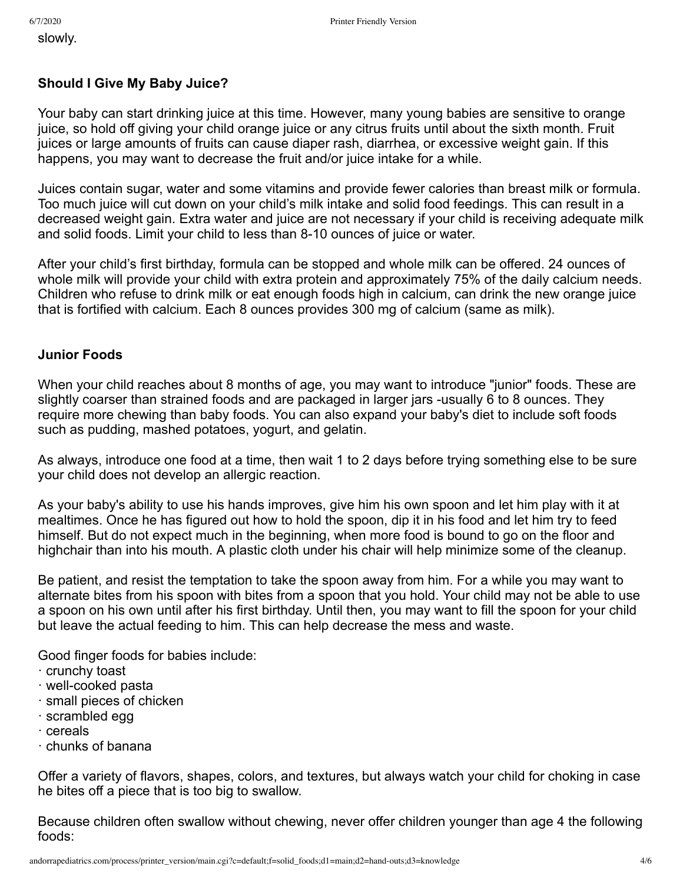slowly.

**Should I Give My Baby Juice?**

Your baby can start drinking juice at this time. However, many young babies are sensitive to orange juice, so hold off giving your child orange juice or any citrus fruits until about the sixth month. Fruit juices or large amounts of fruits can cause diaper rash, diarrhea, or excessive weight gain. If this happens, you may want to decrease the fruit and/or juice intake for a while.

Juices contain sugar, water and some vitamins and provide fewer calories than breast milk or formula. Too much juice will cut down on your child's milk intake and solid food feedings. This can result in a decreased weight gain. Extra water and juice are not necessary if your child is receiving adequate milk and solid foods. Limit your child to less than 8-10 ounces of juice or water.

After your child's first birthday, formula can be stopped and whole milk can be offered. 24 ounces of whole milk will provide your child with extra protein and approximately 75% of the daily calcium needs. Children who refuse to drink milk or eat enough foods high in calcium, can drink the new orange juice that is fortified with calcium. Each 8 ounces provides 300 mg of calcium (same as milk).

**Junior Foods**

When your child reaches about 8 months of age, you may want to introduce "junior" foods. These are slightly coarser than strained foods and are packaged in larger jars -usually 6 to 8 ounces. They require more chewing than baby foods. You can also expand your baby's diet to include soft foods such as pudding, mashed potatoes, yogurt, and gelatin.

As always, introduce one food at a time, then wait 1 to 2 days before trying something else to be sure your child does not develop an allergic reaction.

As your baby's ability to use his hands improves, give him his own spoon and let him play with it at mealtimes. Once he has figured out how to hold the spoon, dip it in his food and let him try to feed himself. But do not expect much in the beginning, when more food is bound to go on the floor and highchair than into his mouth. A plastic cloth under his chair will help minimize some of the cleanup.

Be patient, and resist the temptation to take the spoon away from him. For a while you may want to alternate bites from his spoon with bites from a spoon that you hold. Your child may not be able to use a spoon on his own until after his first birthday. Until then, you may want to fill the spoon for your child but leave the actual feeding to him. This can help decrease the mess and waste.

Good finger foods for babies include:

- crunchy toast
- well-cooked pasta
- small pieces of chicken
- scrambled egg
- cereals
- chunks of banana

Offer a variety of flavors, shapes, colors, and textures, but always watch your child for choking in case he bites off a piece that is too big to swallow.

Because children often swallow without chewing, never offer children younger than age 4 the following foods: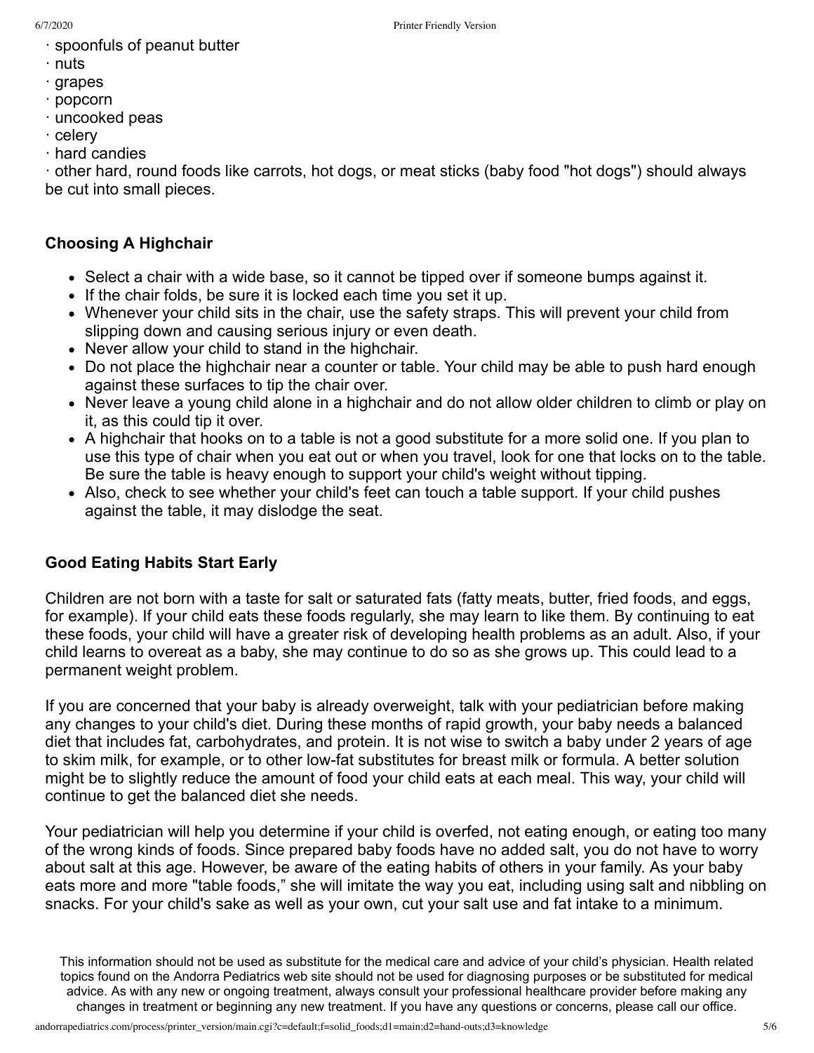· spoonfuls of peanut butter
· nuts
· grapes
· popcorn
· uncooked peas
· celery
· hard candies
· other hard, round foods like carrots, hot dogs, or meat sticks (baby food "hot dogs") should always be cut into small pieces.

### Choosing A Highchair

- Select a chair with a wide base, so it cannot be tipped over if someone bumps against it.
- If the chair folds, be sure it is locked each time you set it up.
- Whenever your child sits in the chair, use the safety straps. This will prevent your child from slipping down and causing serious injury or even death.
- Never allow your child to stand in the highchair.
- Do not place the highchair near a counter or table. Your child may be able to push hard enough against these surfaces to tip the chair over.
- Never leave a young child alone in a highchair and do not allow older children to climb or play on it, as this could tip it over.
- A highchair that hooks on to a table is not a good substitute for a more solid one. If you plan to use this type of chair when you eat out or when you travel, look for one that locks on to the table. Be sure the table is heavy enough to support your child's weight without tipping.
- Also, check to see whether your child's feet can touch a table support. If your child pushes against the table, it may dislodge the seat.

### Good Eating Habits Start Early

Children are not born with a taste for salt or saturated fats (fatty meats, butter, fried foods, and eggs, for example). If your child eats these foods regularly, she may learn to like them. By continuing to eat these foods, your child will have a greater risk of developing health problems as an adult. Also, if your child learns to overeat as a baby, she may continue to do so as she grows up. This could lead to a permanent weight problem.

If you are concerned that your baby is already overweight, talk with your pediatrician before making any changes to your child's diet. During these months of rapid growth, your baby needs a balanced diet that includes fat, carbohydrates, and protein. It is not wise to switch a baby under 2 years of age to skim milk, for example, or to other low-fat substitutes for breast milk or formula. A better solution might be to slightly reduce the amount of food your child eats at each meal. This way, your child will continue to get the balanced diet she needs.

Your pediatrician will help you determine if your child is overfed, not eating enough, or eating too many of the wrong kinds of foods. Since prepared baby foods have no added salt, you do not have to worry about salt at this age. However, be aware of the eating habits of others in your family. As your baby eats more and more "table foods," she will imitate the way you eat, including using salt and nibbling on snacks. For your child's sake as well as your own, cut your salt use and fat intake to a minimum.

This information should not be used as substitute for the medical care and advice of your child's physician. Health related topics found on the Andorra Pediatrics web site should not be used for diagnosing purposes or be substituted for medical advice. As with any new or ongoing treatment, always consult your professional healthcare provider before making any changes in treatment or beginning any new treatment. If you have any questions or concerns, please call our office.